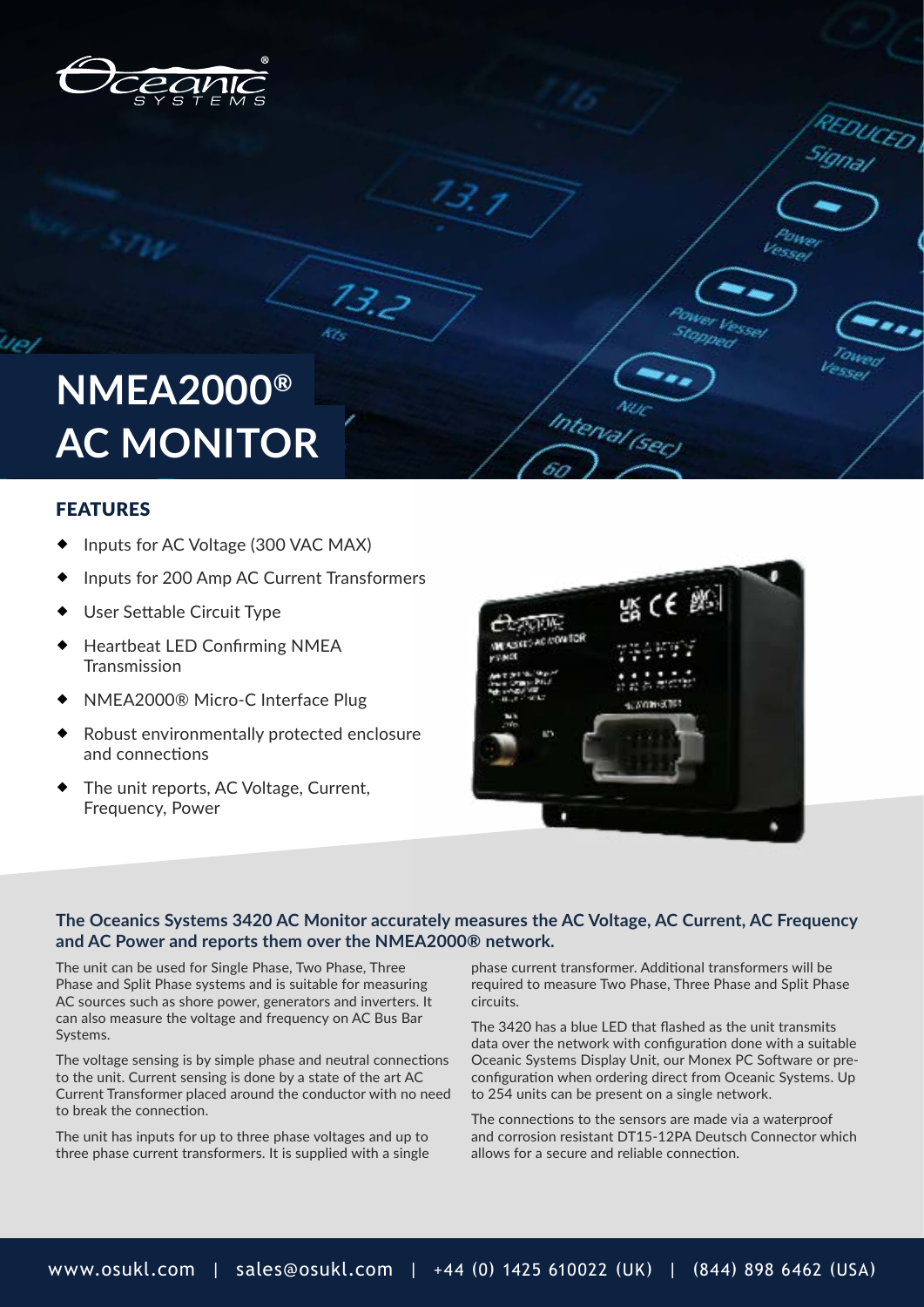# NMEA2000® AC MONITOR

## FEATURES

- Inputs for AC Voltage (300 VAC MAX)
- Inputs for 200 Amp AC Current Transformers
- User Settable Circuit Type
- Heartbeat LED Confirming NMEA Transmission
- NMEA2000® Micro-C Interface Plug
- Robust environmentally protected enclosure and connections
- The unit reports, AC Voltage, Current, Frequency, Power

**The Oceanics Systems 3420 AC Monitor accurately measures the AC Voltage, AC Current, AC Frequency and AC Power and reports them over the NMEA2000® network.**

The unit can be used for Single Phase, Two Phase, Three Phase and Split Phase systems and is suitable for measuring AC sources such as shore power, generators and inverters. It can also measure the voltage and frequency on AC Bus Bar Systems.

The voltage sensing is by simple phase and neutral connections to the unit. Current sensing is done by a state of the art AC Current Transformer placed around the conductor with no need to break the connection.

The unit has inputs for up to three phase voltages and up to three phase current transformers. It is supplied with a single phase current transformer. Additional transformers will be required to measure Two Phase, Three Phase and Split Phase circuits.

The 3420 has a blue LED that flashed as the unit transmits data over the network with configuration done with a suitable Oceanic Systems Display Unit, our Monex PC Software or pre-configuration when ordering direct from Oceanic Systems. Up to 254 units can be present on a single network.

The connections to the sensors are made via a waterproof and corrosion resistant DT15-12PA Deutsch Connector which allows for a secure and reliable connection.

www.osukl.com | sales@osukl.com | +44 (0) 1425 610022 (UK) | (844) 898 6462 (USA)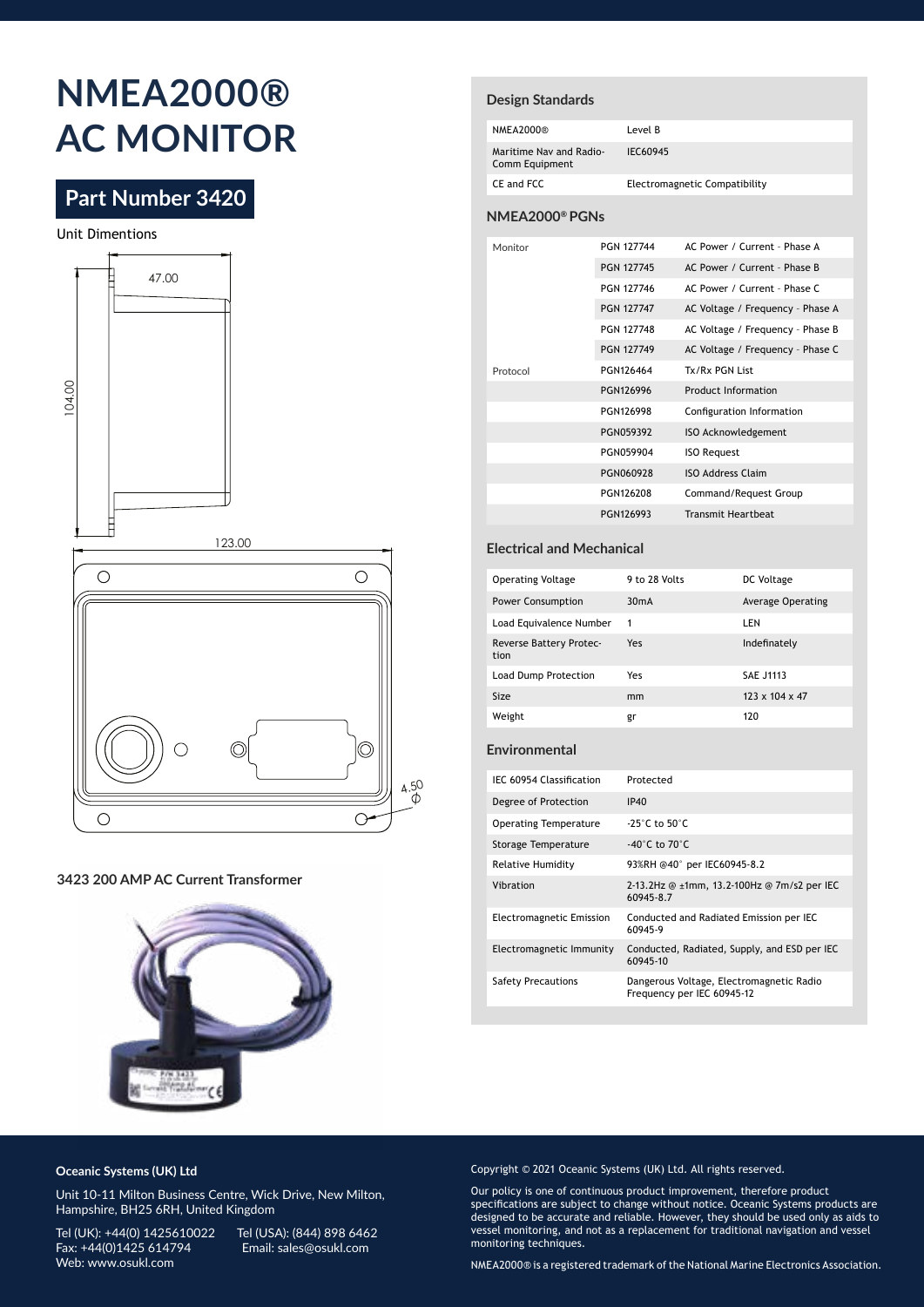# NMEA2000® AC MONITOR

## Part Number 3420

Unit Dimentions

47.00

104.00

123.00

4.50 ⌀

### 3423 200 AMP AC Current Transformer

## Design Standards

| | |
|---|---|
| NMEA2000® | Level B |
| Maritime Nav and Radio-Comm Equipment | IEC60945 |
| CE and FCC | Electromagnetic Compatibility |

## NMEA2000® PGNs

| | | |
|---|---|---|
| Monitor | PGN 127744 | AC Power / Current - Phase A |
| | PGN 127745 | AC Power / Current - Phase B |
| | PGN 127746 | AC Power / Current - Phase C |
| | PGN 127747 | AC Voltage / Frequency - Phase A |
| | PGN 127748 | AC Voltage / Frequency - Phase B |
| | PGN 127749 | AC Voltage / Frequency - Phase C |
| Protocol | PGN126464 | Tx/Rx PGN List |
| | PGN126996 | Product Information |
| | PGN126998 | Configuration Information |
| | PGN059392 | ISO Acknowledgement |
| | PGN059904 | ISO Request |
| | PGN060928 | ISO Address Claim |
| | PGN126208 | Command/Request Group |
| | PGN126993 | Transmit Heartbeat |

## Electrical and Mechanical

| | | |
|---|---|---|
| Operating Voltage | 9 to 28 Volts | DC Voltage |
| Power Consumption | 30mA | Average Operating |
| Load Equivalence Number | 1 | LEN |
| Reverse Battery Protection | Yes | Indefinately |
| Load Dump Protection | Yes | SAE J1113 |
| Size | mm | 123 x 104 x 47 |
| Weight | gr | 120 |

## Environmental

| | |
|---|---|
| IEC 60954 Classification | Protected |
| Degree of Protection | IP40 |
| Operating Temperature | -25°C to 50°C |
| Storage Temperature | -40°C to 70°C |
| Relative Humidity | 93%RH @40° per IEC60945-8.2 |
| Vibration | 2-13.2Hz @ ±1mm, 13.2-100Hz @ 7m/s2 per IEC 60945-8.7 |
| Electromagnetic Emission | Conducted and Radiated Emission per IEC 60945-9 |
| Electromagnetic Immunity | Conducted, Radiated, Supply, and ESD per IEC 60945-10 |
| Safety Precautions | Dangerous Voltage, Electromagnetic Radio Frequency per IEC 60945-12 |

**Oceanic Systems (UK) Ltd**

Unit 10-11 Milton Business Centre, Wick Drive, New Milton, Hampshire, BH25 6RH, United Kingdom

Tel (UK): +44(0) 1425610022
Fax: +44(0)1425 614794
Web: www.osukl.com

Tel (USA): (844) 898 6462
Email: sales@osukl.com

Copyright © 2021 Oceanic Systems (UK) Ltd. All rights reserved.

Our policy is one of continuous product improvement, therefore product specifications are subject to change without notice. Oceanic Systems products are designed to be accurate and reliable. However, they should be used only as aids to vessel monitoring, and not as a replacement for traditional navigation and vessel monitoring techniques.

NMEA2000® is a registered trademark of the National Marine Electronics Association.